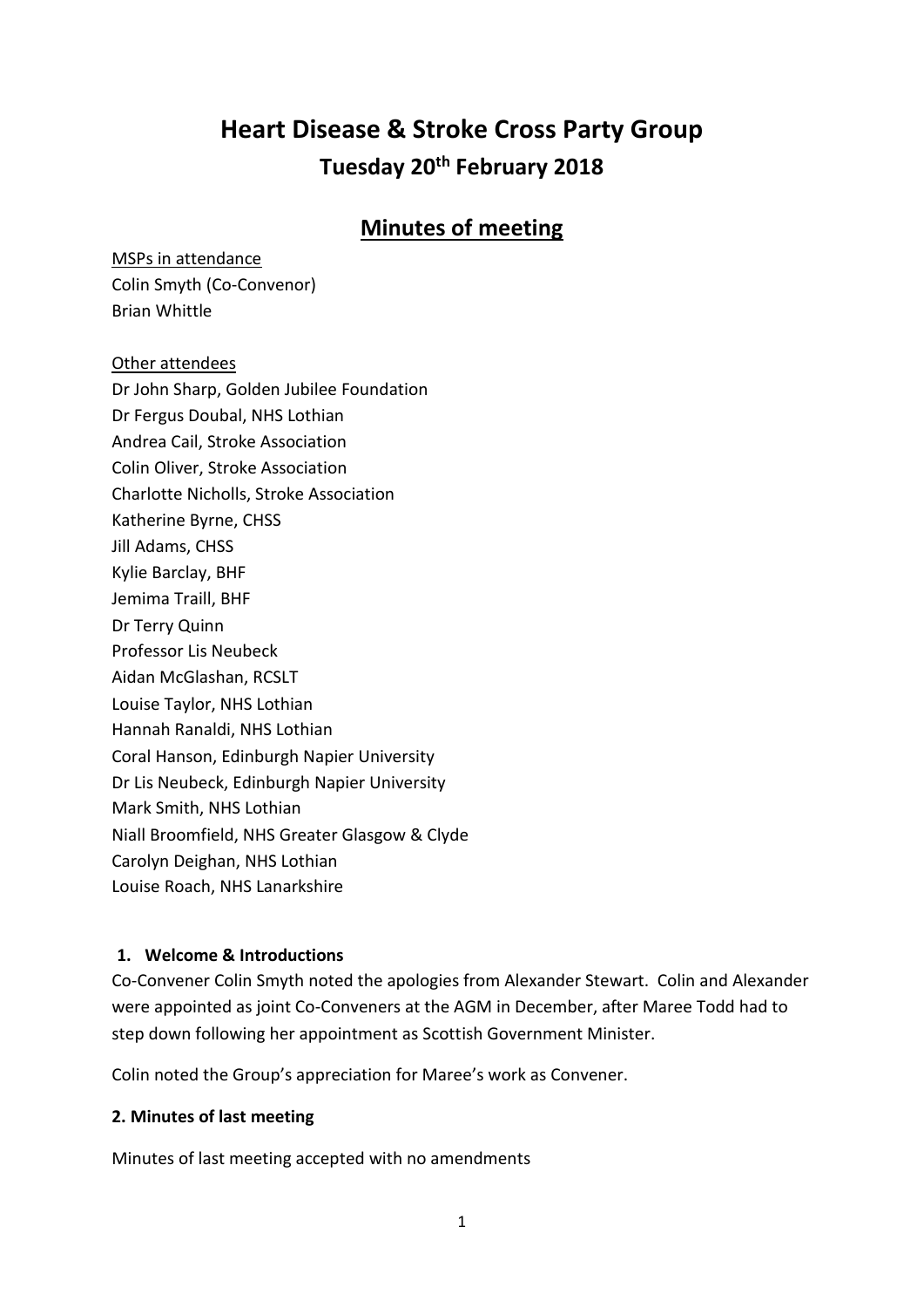# Heart Disease & Stroke Cross Party Group

## Tuesday 20th February 2018

## Minutes of meeting

MSPs in attendance
Colin Smyth (Co-Convenor)
Brian Whittle

Other attendees
Dr John Sharp, Golden Jubilee Foundation
Dr Fergus Doubal, NHS Lothian
Andrea Cail, Stroke Association
Colin Oliver, Stroke Association
Charlotte Nicholls, Stroke Association
Katherine Byrne, CHSS
Jill Adams, CHSS
Kylie Barclay, BHF
Jemima Traill, BHF
Dr Terry Quinn
Professor Lis Neubeck
Aidan McGlashan, RCSLT
Louise Taylor, NHS Lothian
Hannah Ranaldi, NHS Lothian
Coral Hanson, Edinburgh Napier University
Dr Lis Neubeck, Edinburgh Napier University
Mark Smith, NHS Lothian
Niall Broomfield, NHS Greater Glasgow & Clyde
Carolyn Deighan, NHS Lothian
Louise Roach, NHS Lanarkshire

### 1. Welcome & Introductions

Co-Convener Colin Smyth noted the apologies from Alexander Stewart. Colin and Alexander were appointed as joint Co-Conveners at the AGM in December, after Maree Todd had to step down following her appointment as Scottish Government Minister.

Colin noted the Group's appreciation for Maree's work as Convener.

### 2. Minutes of last meeting

Minutes of last meeting accepted with no amendments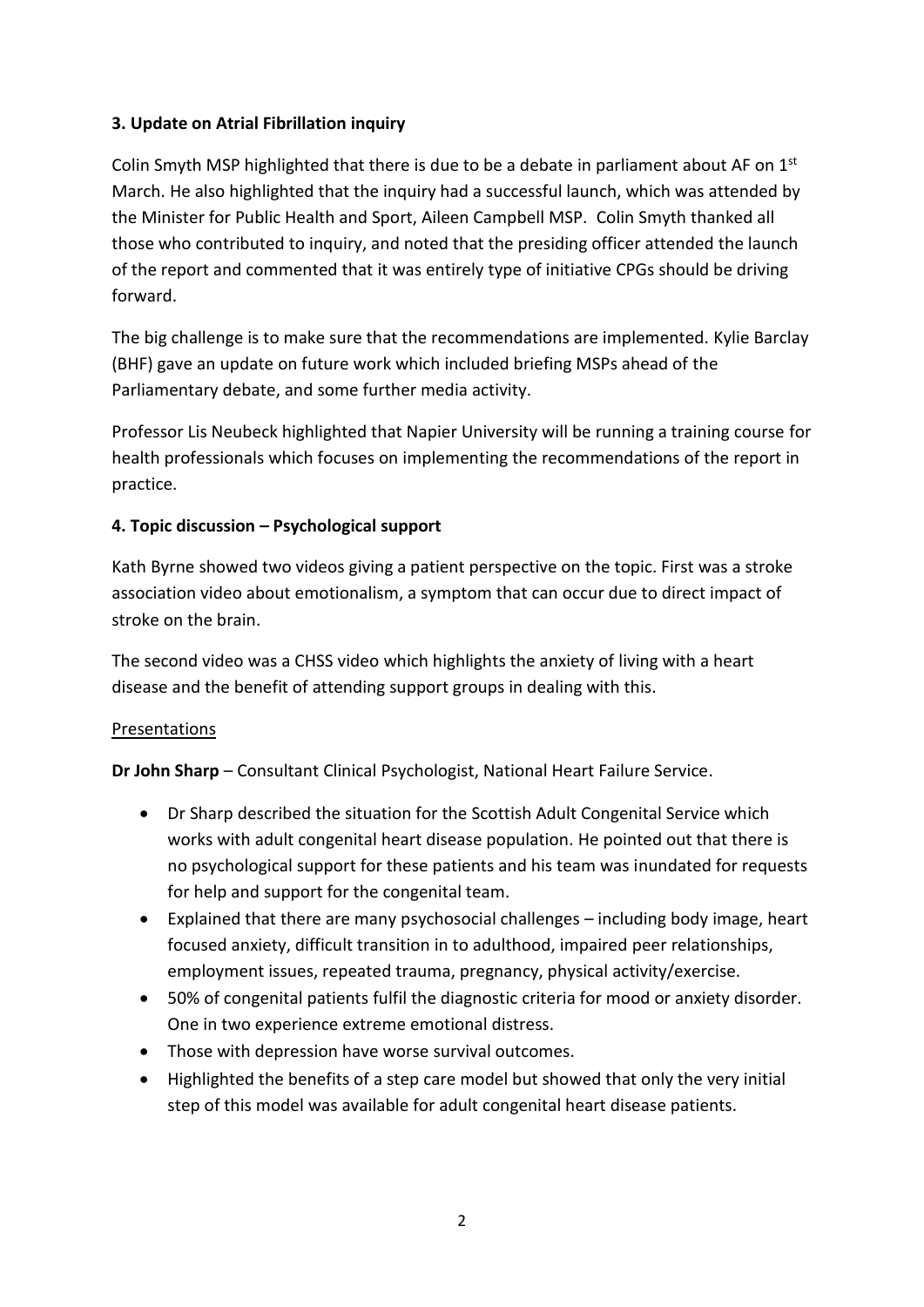### 3. Update on Atrial Fibrillation inquiry

Colin Smyth MSP highlighted that there is due to be a debate in parliament about AF on 1st March. He also highlighted that the inquiry had a successful launch, which was attended by the Minister for Public Health and Sport, Aileen Campbell MSP. Colin Smyth thanked all those who contributed to inquiry, and noted that the presiding officer attended the launch of the report and commented that it was entirely type of initiative CPGs should be driving forward.

The big challenge is to make sure that the recommendations are implemented. Kylie Barclay (BHF) gave an update on future work which included briefing MSPs ahead of the Parliamentary debate, and some further media activity.

Professor Lis Neubeck highlighted that Napier University will be running a training course for health professionals which focuses on implementing the recommendations of the report in practice.

### 4. Topic discussion – Psychological support

Kath Byrne showed two videos giving a patient perspective on the topic. First was a stroke association video about emotionalism, a symptom that can occur due to direct impact of stroke on the brain.

The second video was a CHSS video which highlights the anxiety of living with a heart disease and the benefit of attending support groups in dealing with this.

<u>Presentations</u>

**Dr John Sharp** – Consultant Clinical Psychologist, National Heart Failure Service.

- Dr Sharp described the situation for the Scottish Adult Congenital Service which works with adult congenital heart disease population. He pointed out that there is no psychological support for these patients and his team was inundated for requests for help and support for the congenital team.
- Explained that there are many psychosocial challenges – including body image, heart focused anxiety, difficult transition in to adulthood, impaired peer relationships, employment issues, repeated trauma, pregnancy, physical activity/exercise.
- 50% of congenital patients fulfil the diagnostic criteria for mood or anxiety disorder. One in two experience extreme emotional distress.
- Those with depression have worse survival outcomes.
- Highlighted the benefits of a step care model but showed that only the very initial step of this model was available for adult congenital heart disease patients.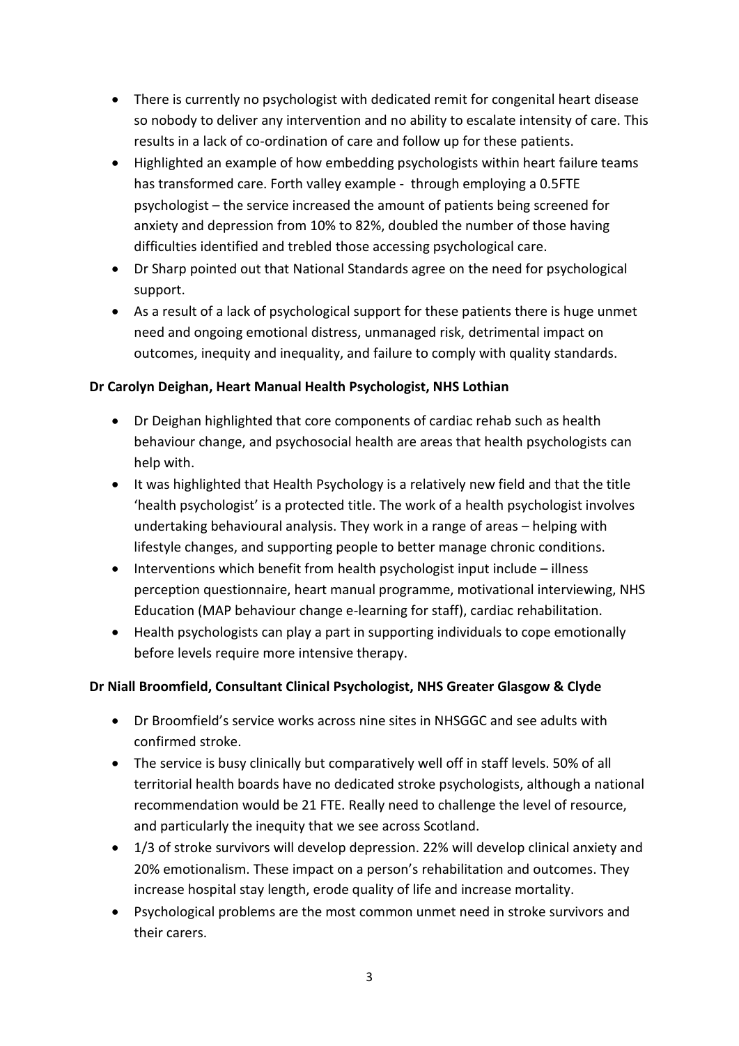- There is currently no psychologist with dedicated remit for congenital heart disease so nobody to deliver any intervention and no ability to escalate intensity of care. This results in a lack of co-ordination of care and follow up for these patients.
- Highlighted an example of how embedding psychologists within heart failure teams has transformed care. Forth valley example - through employing a 0.5FTE psychologist – the service increased the amount of patients being screened for anxiety and depression from 10% to 82%, doubled the number of those having difficulties identified and trebled those accessing psychological care.
- Dr Sharp pointed out that National Standards agree on the need for psychological support.
- As a result of a lack of psychological support for these patients there is huge unmet need and ongoing emotional distress, unmanaged risk, detrimental impact on outcomes, inequity and inequality, and failure to comply with quality standards.

**Dr Carolyn Deighan, Heart Manual Health Psychologist, NHS Lothian**

- Dr Deighan highlighted that core components of cardiac rehab such as health behaviour change, and psychosocial health are areas that health psychologists can help with.
- It was highlighted that Health Psychology is a relatively new field and that the title 'health psychologist' is a protected title. The work of a health psychologist involves undertaking behavioural analysis. They work in a range of areas – helping with lifestyle changes, and supporting people to better manage chronic conditions.
- Interventions which benefit from health psychologist input include – illness perception questionnaire, heart manual programme, motivational interviewing, NHS Education (MAP behaviour change e-learning for staff), cardiac rehabilitation.
- Health psychologists can play a part in supporting individuals to cope emotionally before levels require more intensive therapy.

**Dr Niall Broomfield, Consultant Clinical Psychologist, NHS Greater Glasgow & Clyde**

- Dr Broomfield's service works across nine sites in NHSGGC and see adults with confirmed stroke.
- The service is busy clinically but comparatively well off in staff levels. 50% of all territorial health boards have no dedicated stroke psychologists, although a national recommendation would be 21 FTE. Really need to challenge the level of resource, and particularly the inequity that we see across Scotland.
- 1/3 of stroke survivors will develop depression. 22% will develop clinical anxiety and 20% emotionalism. These impact on a person's rehabilitation and outcomes. They increase hospital stay length, erode quality of life and increase mortality.
- Psychological problems are the most common unmet need in stroke survivors and their carers.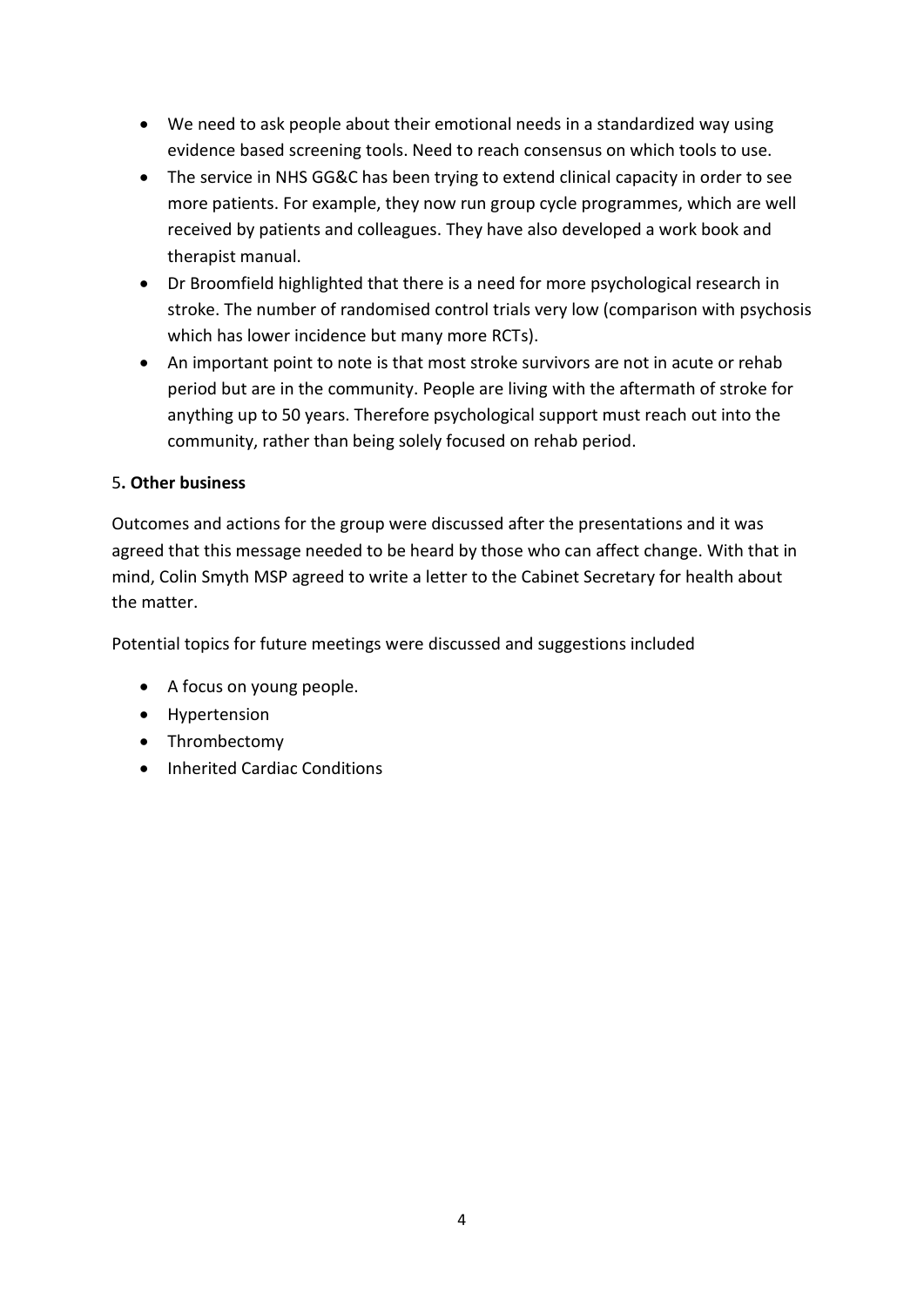- We need to ask people about their emotional needs in a standardized way using evidence based screening tools. Need to reach consensus on which tools to use.
- The service in NHS GG&C has been trying to extend clinical capacity in order to see more patients. For example, they now run group cycle programmes, which are well received by patients and colleagues. They have also developed a work book and therapist manual.
- Dr Broomfield highlighted that there is a need for more psychological research in stroke. The number of randomised control trials very low (comparison with psychosis which has lower incidence but many more RCTs).
- An important point to note is that most stroke survivors are not in acute or rehab period but are in the community. People are living with the aftermath of stroke for anything up to 50 years. Therefore psychological support must reach out into the community, rather than being solely focused on rehab period.

5**. Other business**

Outcomes and actions for the group were discussed after the presentations and it was agreed that this message needed to be heard by those who can affect change. With that in mind, Colin Smyth MSP agreed to write a letter to the Cabinet Secretary for health about the matter.

Potential topics for future meetings were discussed and suggestions included

- A focus on young people.
- Hypertension
- Thrombectomy
- Inherited Cardiac Conditions